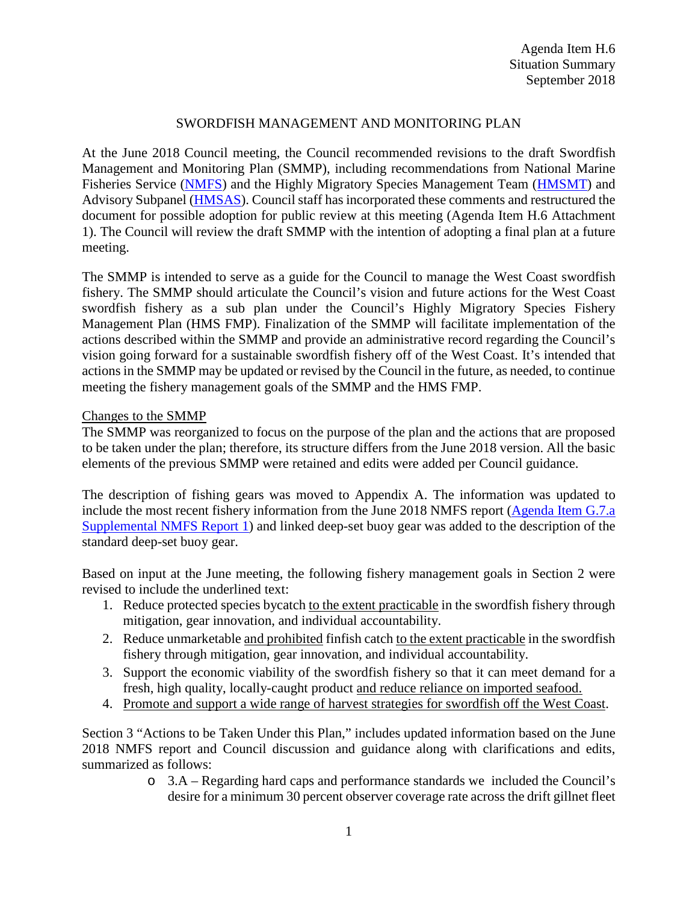Agenda Item H.6
Situation Summary
September 2018

# SWORDFISH MANAGEMENT AND MONITORING PLAN

At the June 2018 Council meeting, the Council recommended revisions to the draft Swordfish Management and Monitoring Plan (SMMP), including recommendations from National Marine Fisheries Service (NMFS) and the Highly Migratory Species Management Team (HMSMT) and Advisory Subpanel (HMSAS). Council staff has incorporated these comments and restructured the document for possible adoption for public review at this meeting (Agenda Item H.6 Attachment 1). The Council will review the draft SMMP with the intention of adopting a final plan at a future meeting.

The SMMP is intended to serve as a guide for the Council to manage the West Coast swordfish fishery. The SMMP should articulate the Council's vision and future actions for the West Coast swordfish fishery as a sub plan under the Council's Highly Migratory Species Fishery Management Plan (HMS FMP). Finalization of the SMMP will facilitate implementation of the actions described within the SMMP and provide an administrative record regarding the Council's vision going forward for a sustainable swordfish fishery off of the West Coast. It's intended that actions in the SMMP may be updated or revised by the Council in the future, as needed, to continue meeting the fishery management goals of the SMMP and the HMS FMP.

<u>Changes to the SMMP</u>

The SMMP was reorganized to focus on the purpose of the plan and the actions that are proposed to be taken under the plan; therefore, its structure differs from the June 2018 version. All the basic elements of the previous SMMP were retained and edits were added per Council guidance.

The description of fishing gears was moved to Appendix A. The information was updated to include the most recent fishery information from the June 2018 NMFS report (Agenda Item G.7.a Supplemental NMFS Report 1) and linked deep-set buoy gear was added to the description of the standard deep-set buoy gear.

Based on input at the June meeting, the following fishery management goals in Section 2 were revised to include the underlined text:

1. Reduce protected species bycatch <u>to the extent practicable</u> in the swordfish fishery through mitigation, gear innovation, and individual accountability.
2. Reduce unmarketable <u>and prohibited</u> finfish catch <u>to the extent practicable</u> in the swordfish fishery through mitigation, gear innovation, and individual accountability.
3. Support the economic viability of the swordfish fishery so that it can meet demand for a fresh, high quality, locally-caught product <u>and reduce reliance on imported seafood.</u>
4. <u>Promote and support a wide range of harvest strategies for swordfish off the West Coast</u>.

Section 3 "Actions to be Taken Under this Plan," includes updated information based on the June 2018 NMFS report and Council discussion and guidance along with clarifications and edits, summarized as follows:

- 3.A – Regarding hard caps and performance standards we included the Council's desire for a minimum 30 percent observer coverage rate across the drift gillnet fleet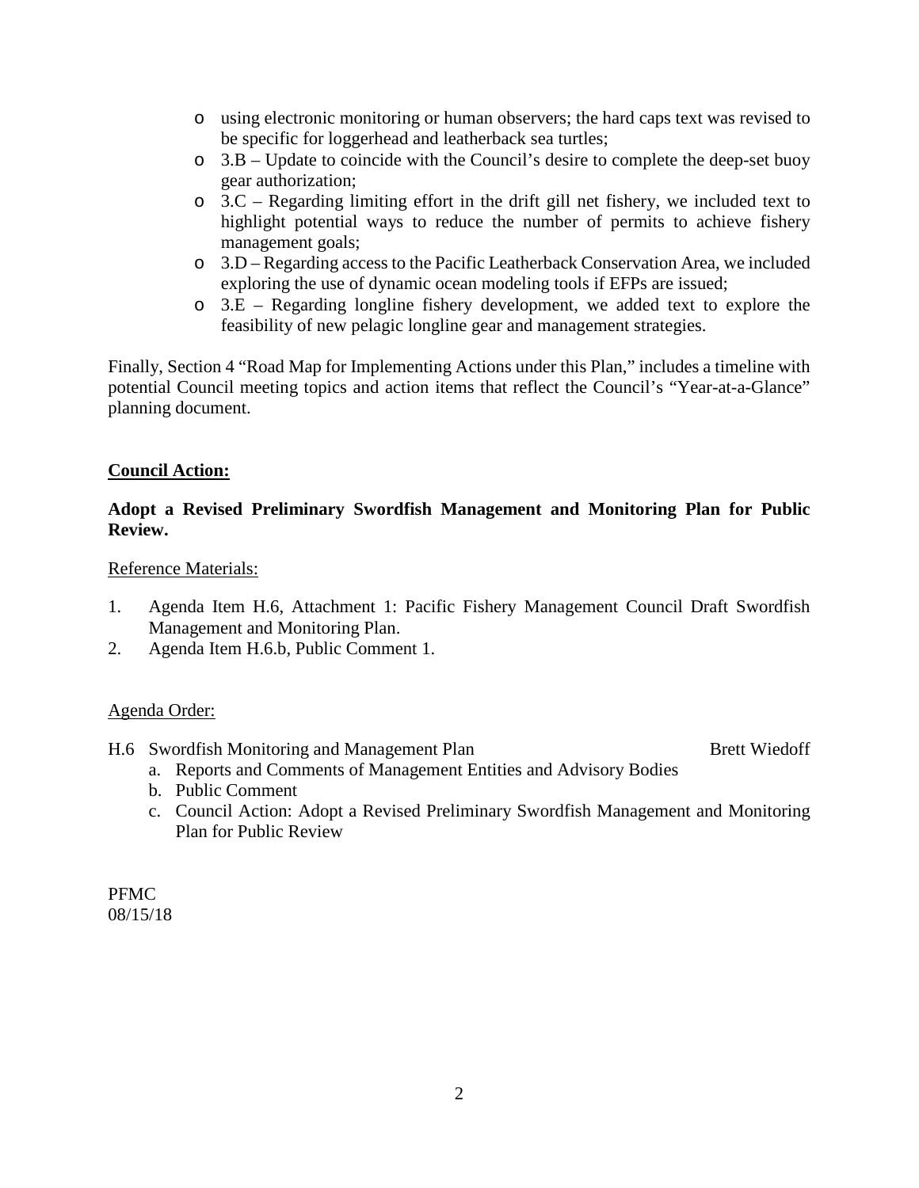- using electronic monitoring or human observers; the hard caps text was revised to be specific for loggerhead and leatherback sea turtles;
- 3.B – Update to coincide with the Council's desire to complete the deep-set buoy gear authorization;
- 3.C – Regarding limiting effort in the drift gill net fishery, we included text to highlight potential ways to reduce the number of permits to achieve fishery management goals;
- 3.D – Regarding access to the Pacific Leatherback Conservation Area, we included exploring the use of dynamic ocean modeling tools if EFPs are issued;
- 3.E – Regarding longline fishery development, we added text to explore the feasibility of new pelagic longline gear and management strategies.

Finally, Section 4 "Road Map for Implementing Actions under this Plan," includes a timeline with potential Council meeting topics and action items that reflect the Council's "Year-at-a-Glance" planning document.

**Council Action:**

**Adopt a Revised Preliminary Swordfish Management and Monitoring Plan for Public Review.**

Reference Materials:

1. Agenda Item H.6, Attachment 1: Pacific Fishery Management Council Draft Swordfish Management and Monitoring Plan.
2. Agenda Item H.6.b, Public Comment 1.

Agenda Order:

H.6 Swordfish Monitoring and Management Plan — Brett Wiedoff

a. Reports and Comments of Management Entities and Advisory Bodies
b. Public Comment
c. Council Action: Adopt a Revised Preliminary Swordfish Management and Monitoring Plan for Public Review

PFMC
08/15/18